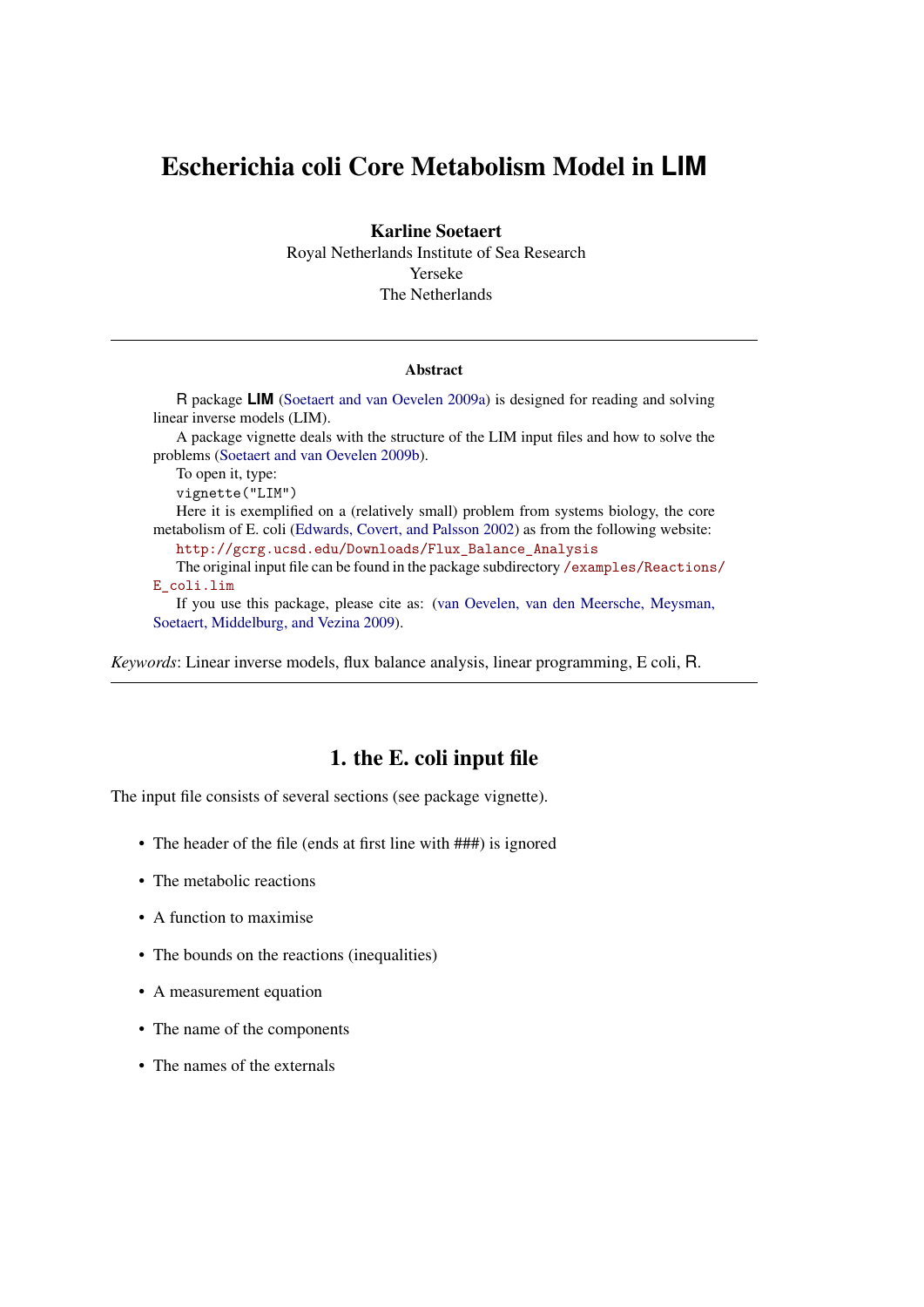# Escherichia coli Core Metabolism Model in LIM

**Karline Soetaert**
Royal Netherlands Institute of Sea Research
Yerseke
The Netherlands

---

### Abstract

R package **LIM** (Soetaert and van Oevelen 2009a) is designed for reading and solving linear inverse models (LIM).

A package vignette deals with the structure of the LIM input files and how to solve the problems (Soetaert and van Oevelen 2009b).

To open it, type:

`vignette("LIM")`

Here it is exemplified on a (relatively small) problem from systems biology, the core metabolism of E. coli (Edwards, Covert, and Palsson 2002) as from the following website:

`http://gcrg.ucsd.edu/Downloads/Flux_Balance_Analysis`

The original input file can be found in the package subdirectory `/examples/Reactions/E_coli.lim`

If you use this package, please cite as: (van Oevelen, van den Meersche, Meysman, Soetaert, Middelburg, and Vezina 2009).

*Keywords*: Linear inverse models, flux balance analysis, linear programming, E coli, R.

---

## 1. the E. coli input file

The input file consists of several sections (see package vignette).

- The header of the file (ends at first line with ###) is ignored
- The metabolic reactions
- A function to maximise
- The bounds on the reactions (inequalities)
- A measurement equation
- The name of the components
- The names of the externals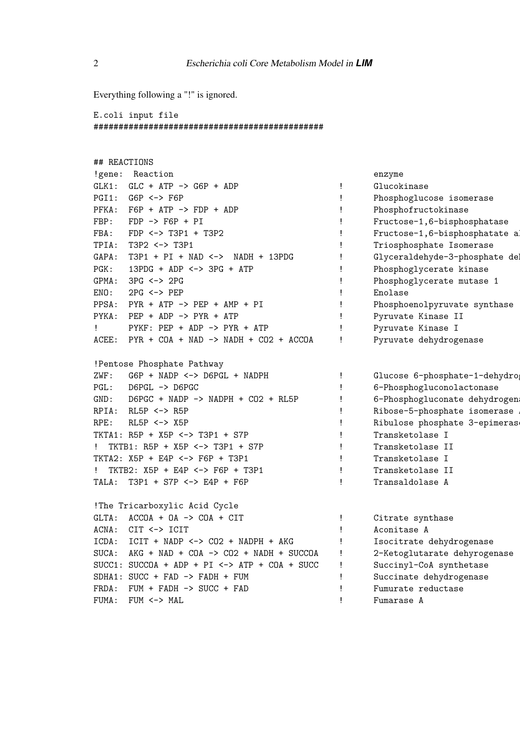Everything following a "!" is ignored.

```
E.coli input file
###############################################


## REACTIONS
!gene:  Reaction                                  enzyme
GLK1:  GLC + ATP -> G6P + ADP               !     Glucokinase
PGI1:  G6P <-> F6P                          !     Phosphoglucose isomerase
PFKA:  F6P + ATP -> FDP + ADP               !     Phosphofructokinase
FBP:   FDP -> F6P + PI                      !     Fructose-1,6-bisphosphatase
FBA:   FDP <-> T3P1 + T3P2                  !     Fructose-1,6-bisphosphatate al
TPIA:  T3P2 <-> T3P1                        !     Triosphosphate Isomerase
GAPA:  T3P1 + PI + NAD <->  NADH + 13PDG    !     Glyceraldehyde-3-phosphate de
PGK:   13PDG + ADP <-> 3PG + ATP            !     Phosphoglycerate kinase
GPMA:  3PG <-> 2PG                          !     Phosphoglycerate mutase 1
ENO:   2PG <-> PEP                          !     Enolase
PPSA:  PYR + ATP -> PEP + AMP + PI          !     Phosphoenolpyruvate synthase
PYKA:  PEP + ADP -> PYR + ATP               !     Pyruvate Kinase II
!      PYKF: PEP + ADP -> PYR + ATP         !     Pyruvate Kinase I
ACEE:  PYR + COA + NAD -> NADH + CO2 + ACCOA     !     Pyruvate dehydrogenase

!Pentose Phosphate Pathway
ZWF:   G6P + NADP <-> D6PGL + NADPH         !     Glucose 6-phosphate-1-dehydro
PGL:   D6PGL -> D6PGC                       !     6-Phosphogluconolactonase
GND:   D6PGC + NADP -> NADPH + CO2 + RL5P   !     6-Phosphogluconate dehydrogen
RPIA:  RL5P <-> R5P                         !     Ribose-5-phosphate isomerase
RPE:   RL5P <-> X5P                         !     Ribulose phosphate 3-epimeras
TKTA1: R5P + X5P <-> T3P1 + S7P             !     Transketolase I
!  TKTB1: R5P + X5P <-> T3P1 + S7P          !     Transketolase II
TKTA2: X5P + E4P <-> F6P + T3P1             !     Transketolase I
!  TKTB2: X5P + E4P <-> F6P + T3P1          !     Transketolase II
TALA:  T3P1 + S7P <-> E4P + F6P             !     Transaldolase A

!The Tricarboxylic Acid Cycle
GLTA:  ACCOA + OA -> COA + CIT              !     Citrate synthase
ACNA:  CIT <-> ICIT                         !     Aconitase A
ICDA:  ICIT + NADP <-> CO2 + NADPH + AKG    !     Isocitrate dehydrogenase
SUCA:  AKG + NAD + COA -> CO2 + NADH + SUCCOA    !     2-Ketoglutarate dehyrogenase
SUCC1: SUCCOA + ADP + PI <-> ATP + COA + SUCC    !     Succinyl-CoA synthetase
SDHA1: SUCC + FAD -> FADH + FUM             !     Succinate dehydrogenase
FRDA:  FUM + FADH -> SUCC + FAD             !     Fumurate reductase
FUMA:  FUM <-> MAL                          !     Fumarase A
```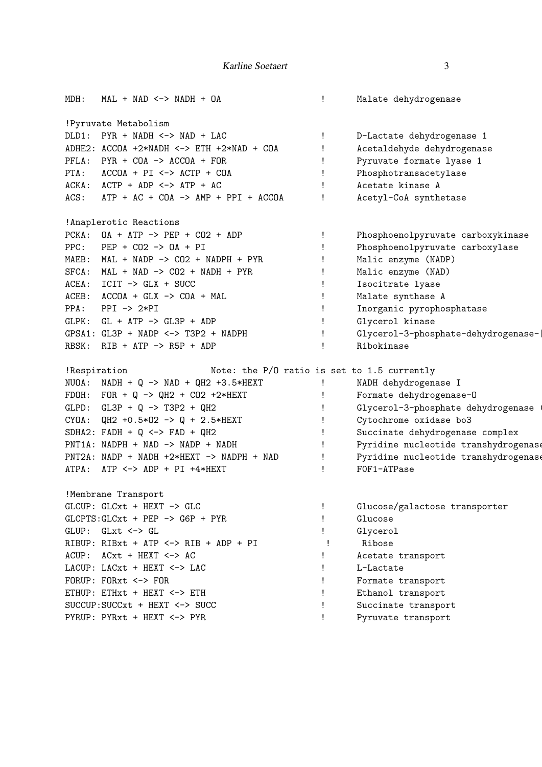```
MDH:   MAL + NAD <-> NADH + OA                  !      Malate dehydrogenase

!Pyruvate Metabolism
DLD1:  PYR + NADH <-> NAD + LAC                 !      D-Lactate dehydrogenase 1
ADHE2: ACCOA +2*NADH <-> ETH +2*NAD + COA       !      Acetaldehyde dehydrogenase
PFLA:  PYR + COA -> ACCOA + FOR                 !      Pyruvate formate lyase 1
PTA:   ACCOA + PI <-> ACTP + COA                !      Phosphotransacetylase
ACKA:  ACTP + ADP <-> ATP + AC                  !      Acetate kinase A
ACS:   ATP + AC + COA -> AMP + PPI + ACCOA      !      Acetyl-CoA synthetase

!Anaplerotic Reactions
PCKA:  OA + ATP -> PEP + CO2 + ADP              !      Phosphoenolpyruvate carboxykinase
PPC:   PEP + CO2 -> OA + PI                     !      Phosphoenolpyruvate carboxylase
MAEB:  MAL + NADP -> CO2 + NADPH + PYR          !      Malic enzyme (NADP)
SFCA:  MAL + NAD -> CO2 + NADH + PYR            !      Malic enzyme (NAD)
ACEA:  ICIT -> GLX + SUCC                       !      Isocitrate lyase
ACEB:  ACCOA + GLX -> COA + MAL                 !      Malate synthase A
PPA:   PPI -> 2*PI                              !      Inorganic pyrophosphatase
GLPK:  GL + ATP -> GL3P + ADP                   !      Glycerol kinase
GPSA1: GL3P + NADP <-> T3P2 + NADPH             !      Glycerol-3-phosphate-dehydrogenase-
RBSK:  RIB + ATP -> R5P + ADP                   !      Ribokinase

!Respiration              Note: the P/O ratio is set to 1.5 currently
NUOA:  NADH + Q -> NAD + QH2 +3.5*HEXT          !      NADH dehydrogenase I
FDOH:  FOR + Q -> QH2 + CO2 +2*HEXT             !      Formate dehydrogenase-O
GLPD:  GL3P + Q -> T3P2 + QH2                   !      Glycerol-3-phosphate dehydrogenase
CYOA:  QH2 +0.5*O2 -> Q + 2.5*HEXT              !      Cytochrome oxidase bo3
SDHA2: FADH + Q <-> FAD + QH2                   !      Succinate dehydrogenase complex
PNT1A: NADPH + NAD -> NADP + NADH               !      Pyridine nucleotide transhydrogenase
PNT2A: NADP + NADH +2*HEXT -> NADPH + NAD       !      Pyridine nucleotide transhydrogenase
ATPA:  ATP <-> ADP + PI +4*HEXT                 !      F0F1-ATPase

!Membrane Transport
GLCUP: GLCxt + HEXT -> GLC                      !      Glucose/galactose transporter
GLCPTS:GLCxt + PEP -> G6P + PYR                 !      Glucose
GLUP:  GLxt <-> GL                              !      Glycerol
RIBUP: RIBxt + ATP <-> RIB + ADP + PI           !      Ribose
ACUP:  ACxt + HEXT <-> AC                       !      Acetate transport
LACUP: LACxt + HEXT <-> LAC                     !      L-Lactate
FORUP: FORxt <-> FOR                            !      Formate transport
ETHUP: ETHxt + HEXT <-> ETH                     !      Ethanol transport
SUCCUP:SUCCxt + HEXT <-> SUCC                   !      Succinate transport
PYRUP: PYRxt + HEXT <-> PYR                     !      Pyruvate transport
```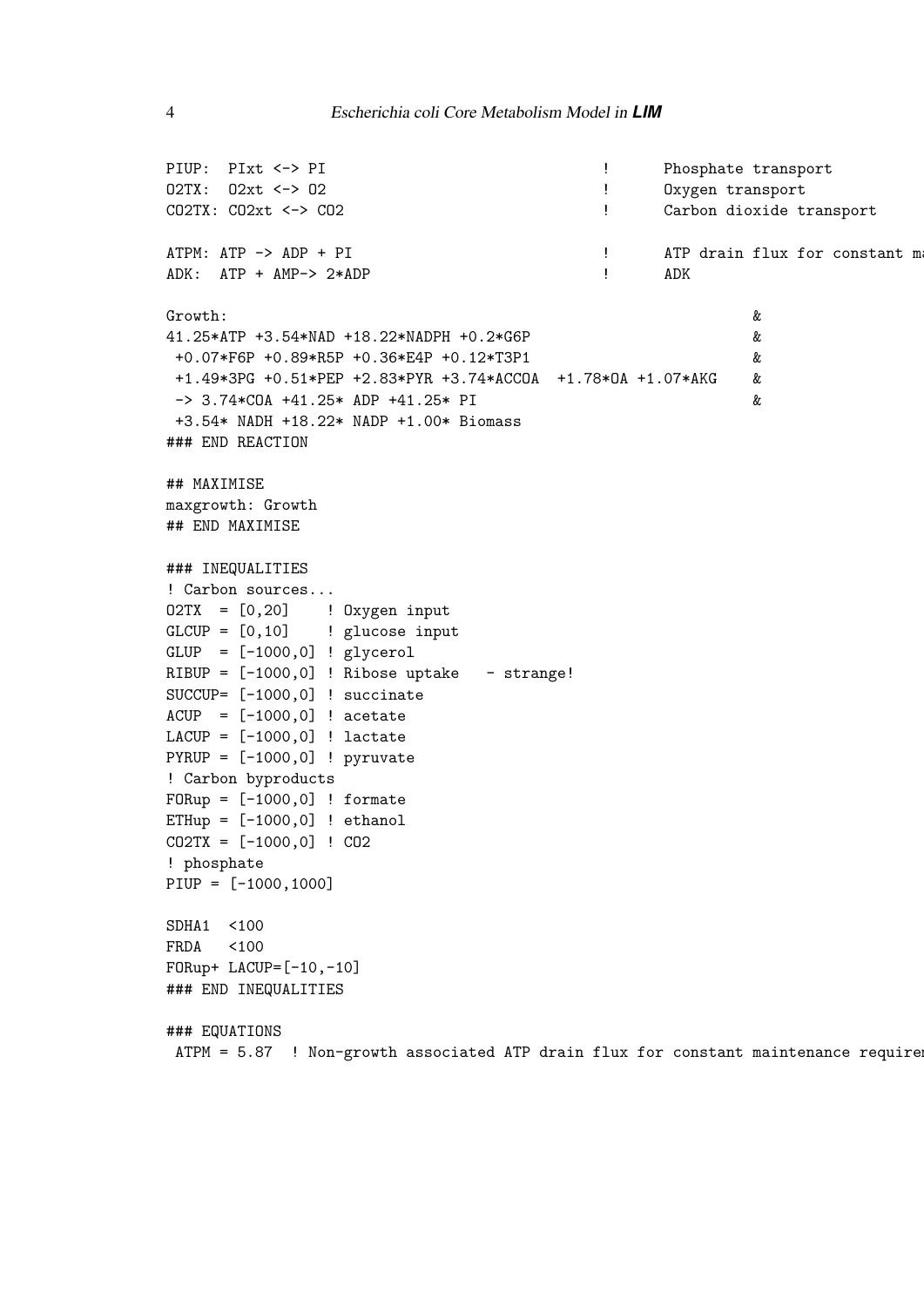```
PIUP:  PIxt <-> PI                                    !      Phosphate transport
O2TX:  O2xt <-> O2                                    !      Oxygen transport
CO2TX: CO2xt <-> CO2                                  !      Carbon dioxide transport

ATPM: ATP -> ADP + PI                                 !      ATP drain flux for constant ma
ADK:  ATP + AMP-> 2*ADP                               !      ADK

Growth:                                                          &
41.25*ATP +3.54*NAD +18.22*NADPH +0.2*G6P                        &
 +0.07*F6P +0.89*R5P +0.36*E4P +0.12*T3P1                        &
 +1.49*3PG +0.51*PEP +2.83*PYR +3.74*ACCOA  +1.78*OA +1.07*AKG    &
 -> 3.74*COA +41.25* ADP +41.25* PI                              &
 +3.54* NADH +18.22* NADP +1.00* Biomass
### END REACTION

## MAXIMISE
maxgrowth: Growth
## END MAXIMISE

### INEQUALITIES
! Carbon sources...
O2TX  = [0,20]    ! Oxygen input
GLCUP = [0,10]    ! glucose input
GLUP  = [-1000,0] ! glycerol
RIBUP = [-1000,0] ! Ribose uptake   - strange!
SUCCUP= [-1000,0] ! succinate
ACUP  = [-1000,0] ! acetate
LACUP = [-1000,0] ! lactate
PYRUP = [-1000,0] ! pyruvate
! Carbon byproducts
FORup = [-1000,0] ! formate
ETHup = [-1000,0] ! ethanol
CO2TX = [-1000,0] ! CO2
! phosphate
PIUP = [-1000,1000]

SDHA1  <100
FRDA   <100
FORup+ LACUP=[-10,-10]
### END INEQUALITIES

### EQUATIONS
 ATPM = 5.87  ! Non-growth associated ATP drain flux for constant maintenance requiren
```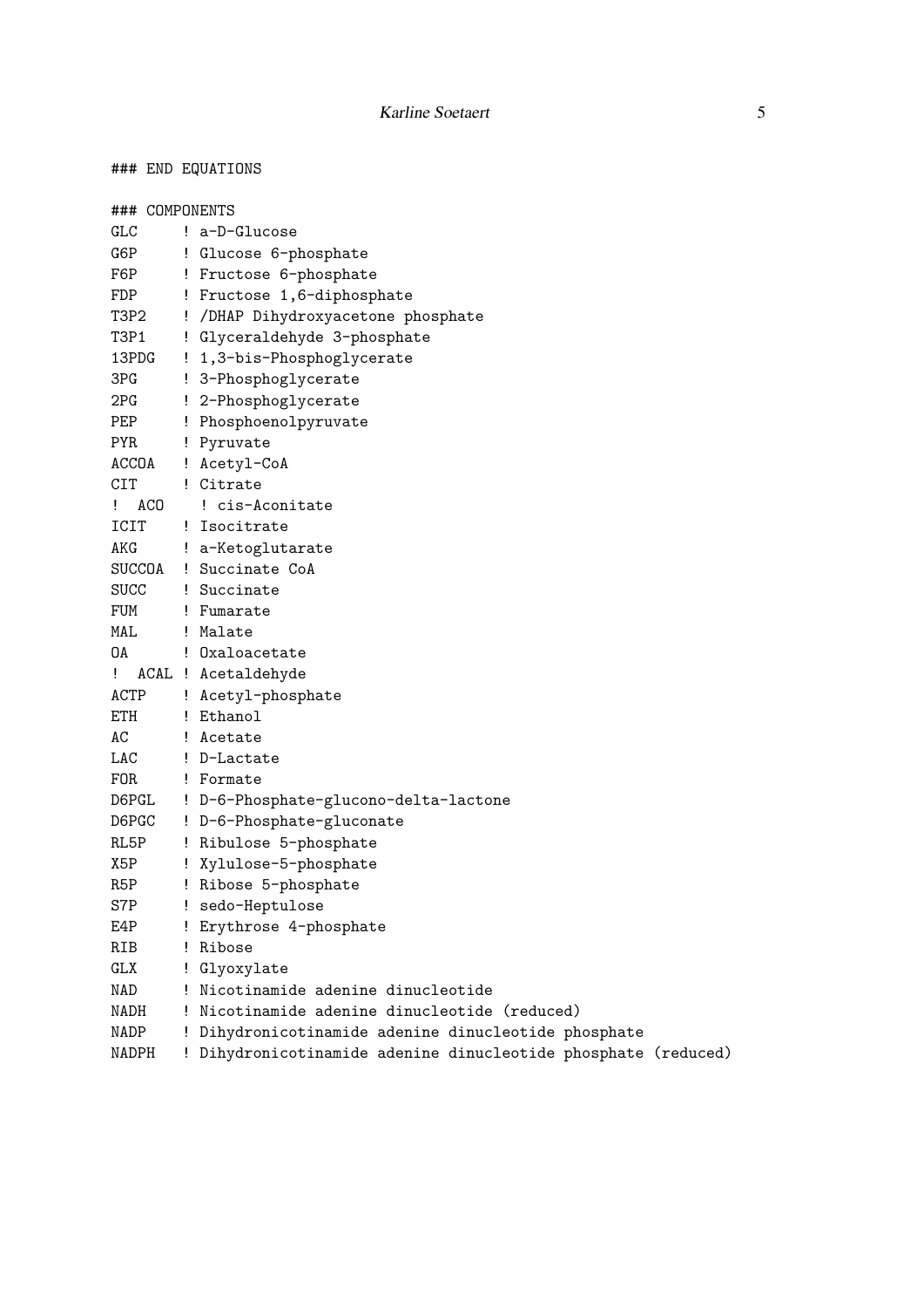```
### END EQUATIONS

### COMPONENTS
GLC     ! a-D-Glucose
G6P     ! Glucose 6-phosphate
F6P     ! Fructose 6-phosphate
FDP     ! Fructose 1,6-diphosphate
T3P2    ! /DHAP Dihydroxyacetone phosphate
T3P1    ! Glyceraldehyde 3-phosphate
13PDG   ! 1,3-bis-Phosphoglycerate
3PG     ! 3-Phosphoglycerate
2PG     ! 2-Phosphoglycerate
PEP     ! Phosphoenolpyruvate
PYR     ! Pyruvate
ACCOA   ! Acetyl-CoA
CIT     ! Citrate
!  ACO    ! cis-Aconitate
ICIT    ! Isocitrate
AKG     ! a-Ketoglutarate
SUCCOA  ! Succinate CoA
SUCC    ! Succinate
FUM     ! Fumarate
MAL     ! Malate
OA      ! Oxaloacetate
!  ACAL ! Acetaldehyde
ACTP    ! Acetyl-phosphate
ETH     ! Ethanol
AC      ! Acetate
LAC     ! D-Lactate
FOR     ! Formate
D6PGL   ! D-6-Phosphate-glucono-delta-lactone
D6PGC   ! D-6-Phosphate-gluconate
RL5P    ! Ribulose 5-phosphate
X5P     ! Xylulose-5-phosphate
R5P     ! Ribose 5-phosphate
S7P     ! sedo-Heptulose
E4P     ! Erythrose 4-phosphate
RIB     ! Ribose
GLX     ! Glyoxylate
NAD     ! Nicotinamide adenine dinucleotide
NADH    ! Nicotinamide adenine dinucleotide (reduced)
NADP    ! Dihydronicotinamide adenine dinucleotide phosphate
NADPH   ! Dihydronicotinamide adenine dinucleotide phosphate (reduced)
```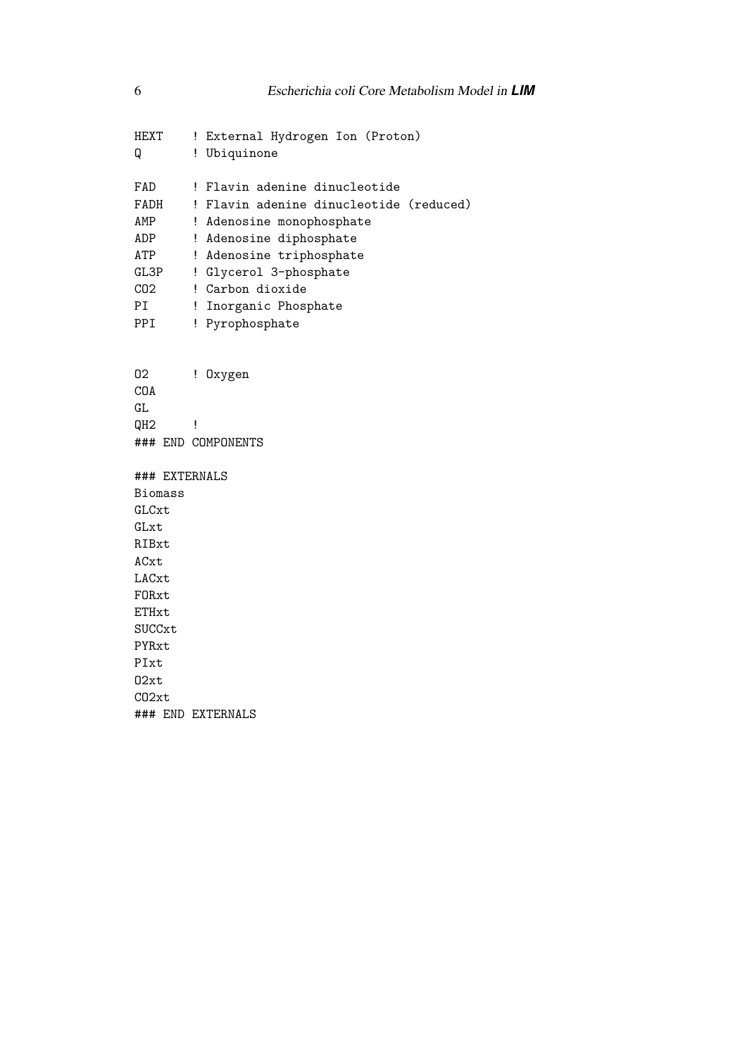```
HEXT    ! External Hydrogen Ion (Proton)
Q       ! Ubiquinone

FAD     ! Flavin adenine dinucleotide
FADH    ! Flavin adenine dinucleotide (reduced)
AMP     ! Adenosine monophosphate
ADP     ! Adenosine diphosphate
ATP     ! Adenosine triphosphate
GL3P    ! Glycerol 3-phosphate
CO2     ! Carbon dioxide
PI      ! Inorganic Phosphate
PPI     ! Pyrophosphate


O2      ! Oxygen
COA
GL
QH2     !
### END COMPONENTS

### EXTERNALS
Biomass
GLCxt
GLxt
RIBxt
ACxt
LACxt
FORxt
ETHxt
SUCCxt
PYRxt
PIxt
O2xt
CO2xt
### END EXTERNALS
```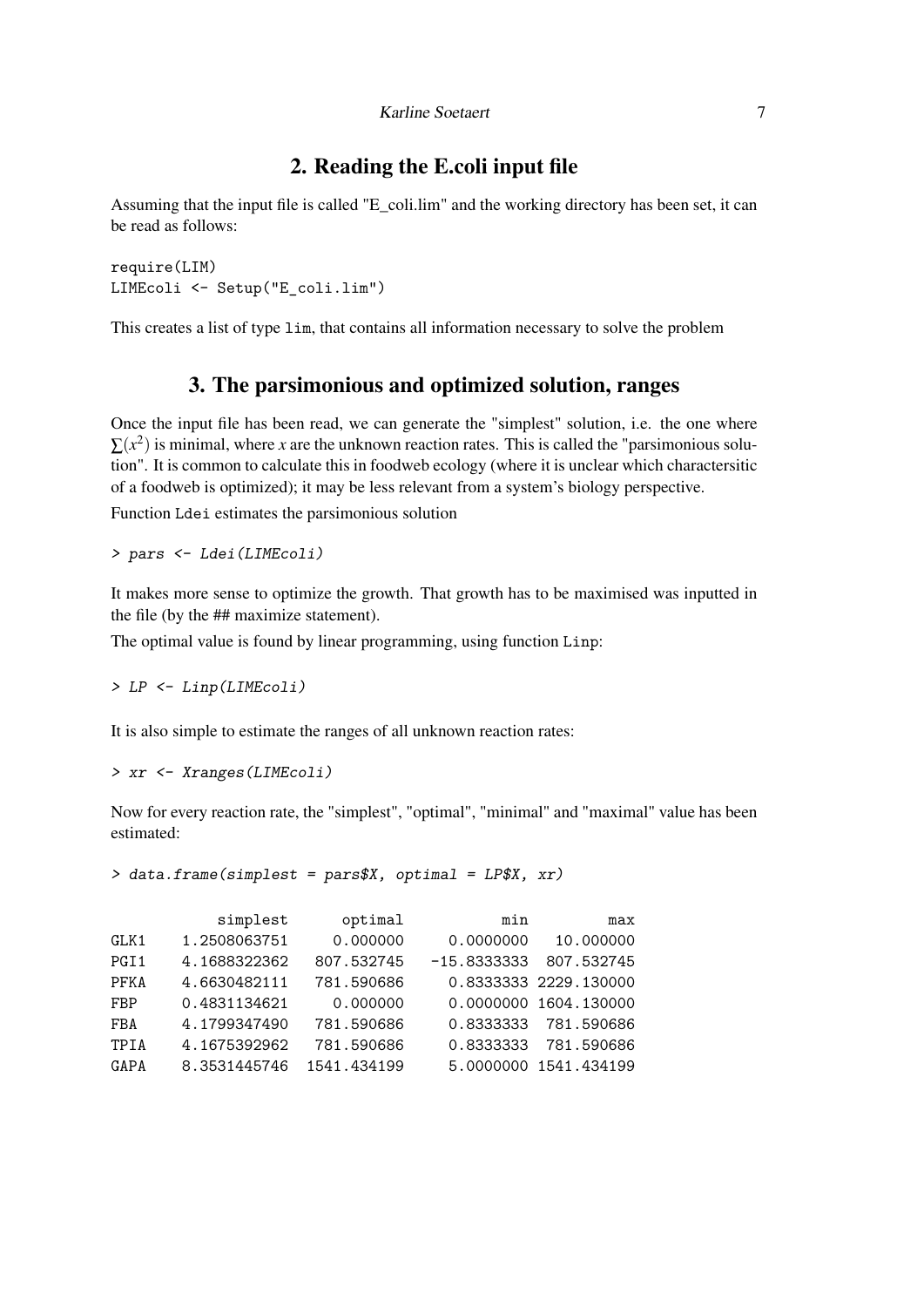## 2. Reading the E.coli input file

Assuming that the input file is called "E_coli.lim" and the working directory has been set, it can be read as follows:

```
require(LIM)
LIMEcoli <- Setup("E_coli.lim")
```

This creates a list of type `lim`, that contains all information necessary to solve the problem

## 3. The parsimonious and optimized solution, ranges

Once the input file has been read, we can generate the "simplest" solution, i.e. the one where $\sum(x^2)$ is minimal, where $x$ are the unknown reaction rates. This is called the "parsimonious solution". It is common to calculate this in foodweb ecology (where it is unclear which charactersitic of a foodweb is optimized); it may be less relevant from a system's biology perspective.

Function `Ldei` estimates the parsimonious solution

```
> pars <- Ldei(LIMEcoli)
```

It makes more sense to optimize the growth. That growth has to be maximised was inputted in the file (by the ## maximize statement).

The optimal value is found by linear programming, using function `Linp`:

```
> LP <- Linp(LIMEcoli)
```

It is also simple to estimate the ranges of all unknown reaction rates:

```
> xr <- Xranges(LIMEcoli)
```

Now for every reaction rate, the "simplest", "optimal", "minimal" and "maximal" value has been estimated:

```
> data.frame(simplest = pars$X, optimal = LP$X, xr)

        simplest      optimal         min         max
GLK1  1.2508063751     0.000000   0.0000000   10.000000
PGI1  4.1688322362   807.532745 -15.8333333  807.532745
PFKA  4.6630482111   781.590686   0.8333333 2229.130000
FBP   0.4831134621     0.000000   0.0000000 1604.130000
FBA   4.1799347490   781.590686   0.8333333  781.590686
TPIA  4.1675392962   781.590686   0.8333333  781.590686
GAPA  8.3531445746  1541.434199   5.0000000 1541.434199
```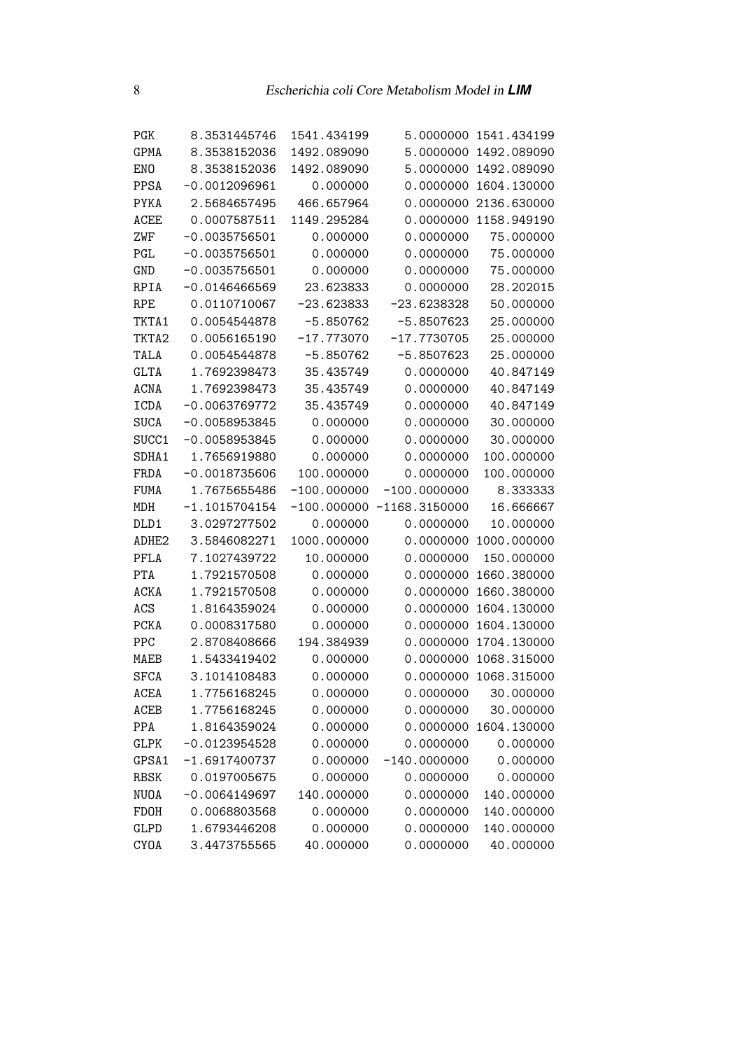```
PGK      8.3531445746  1541.434199     5.0000000 1541.434199
GPMA     8.3538152036  1492.089090     5.0000000 1492.089090
ENO      8.3538152036  1492.089090     5.0000000 1492.089090
PPSA    -0.0012096961     0.000000     0.0000000 1604.130000
PYKA     2.5684657495   466.657964     0.0000000 2136.630000
ACEE     0.0007587511  1149.295284     0.0000000 1158.949190
ZWF     -0.0035756501     0.000000     0.0000000   75.000000
PGL     -0.0035756501     0.000000     0.0000000   75.000000
GND     -0.0035756501     0.000000     0.0000000   75.000000
RPIA    -0.0146466569    23.623833     0.0000000   28.202015
RPE      0.0110710067   -23.623833   -23.6238328   50.000000
TKTA1    0.0054544878    -5.850762    -5.8507623   25.000000
TKTA2    0.0056165190   -17.773070   -17.7730705   25.000000
TALA     0.0054544878    -5.850762    -5.8507623   25.000000
GLTA     1.7692398473    35.435749     0.0000000   40.847149
ACNA     1.7692398473    35.435749     0.0000000   40.847149
ICDA    -0.0063769772    35.435749     0.0000000   40.847149
SUCA    -0.0058953845     0.000000     0.0000000   30.000000
SUCC1   -0.0058953845     0.000000     0.0000000   30.000000
SDHA1    1.7656919880     0.000000     0.0000000  100.000000
FRDA    -0.0018735606   100.000000     0.0000000  100.000000
FUMA     1.7675655486  -100.000000  -100.0000000    8.333333
MDH     -1.1015704154  -100.000000 -1168.3150000   16.666667
DLD1     3.0297277502     0.000000     0.0000000   10.000000
ADHE2    3.5846082271  1000.000000     0.0000000 1000.000000
PFLA     7.1027439722    10.000000     0.0000000  150.000000
PTA      1.7921570508     0.000000     0.0000000 1660.380000
ACKA     1.7921570508     0.000000     0.0000000 1660.380000
ACS      1.8164359024     0.000000     0.0000000 1604.130000
PCKA     0.0008317580     0.000000     0.0000000 1604.130000
PPC      2.8708408666   194.384939     0.0000000 1704.130000
MAEB     1.5433419402     0.000000     0.0000000 1068.315000
SFCA     3.1014108483     0.000000     0.0000000 1068.315000
ACEA     1.7756168245     0.000000     0.0000000   30.000000
ACEB     1.7756168245     0.000000     0.0000000   30.000000
PPA      1.8164359024     0.000000     0.0000000 1604.130000
GLPK    -0.0123954528     0.000000     0.0000000    0.000000
GPSA1   -1.6917400737     0.000000  -140.0000000    0.000000
RBSK     0.0197005675     0.000000     0.0000000    0.000000
NUOA    -0.0064149697   140.000000     0.0000000  140.000000
FDOH     0.0068803568     0.000000     0.0000000  140.000000
GLPD     1.6793446208     0.000000     0.0000000  140.000000
CYOA     3.4473755565    40.000000     0.0000000   40.000000
```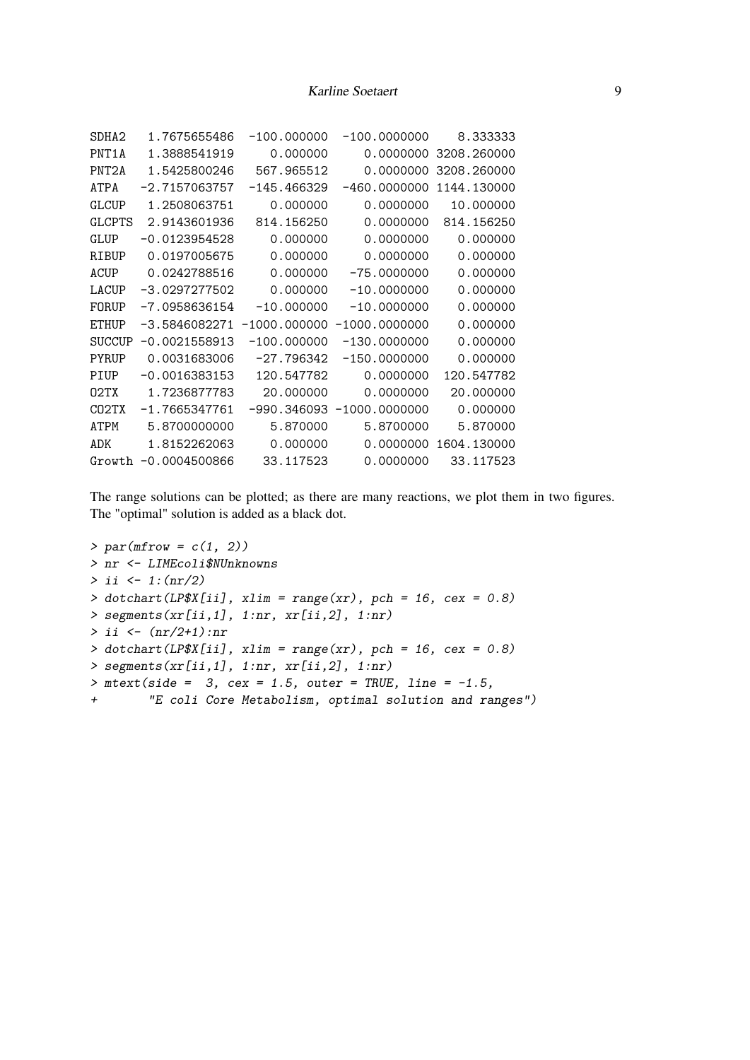```
SDHA2   1.7675655486  -100.000000  -100.0000000    8.333333
PNT1A   1.3888541919     0.000000     0.0000000 3208.260000
PNT2A   1.5425800246   567.965512     0.0000000 3208.260000
ATPA   -2.7157063757  -145.466329  -460.0000000 1144.130000
GLCUP   1.2508063751     0.000000     0.0000000   10.000000
GLCPTS  2.9143601936   814.156250     0.0000000  814.156250
GLUP   -0.0123954528     0.000000     0.0000000    0.000000
RIBUP   0.0197005675     0.000000     0.0000000    0.000000
ACUP    0.0242788516     0.000000   -75.0000000    0.000000
LACUP  -3.0297277502     0.000000   -10.0000000    0.000000
FORUP  -7.0958636154   -10.000000   -10.0000000    0.000000
ETHUP  -3.5846082271 -1000.000000 -1000.0000000    0.000000
SUCCUP -0.0021558913  -100.000000  -130.0000000    0.000000
PYRUP   0.0031683006   -27.796342  -150.0000000    0.000000
PIUP   -0.0016383153   120.547782     0.0000000  120.547782
O2TX    1.7236877783    20.000000     0.0000000   20.000000
CO2TX  -1.7665347761  -990.346093 -1000.0000000    0.000000
ATPM    5.8700000000     5.870000     5.8700000    5.870000
ADK     1.8152262063     0.000000     0.0000000 1604.130000
Growth -0.0004500866    33.117523     0.0000000   33.117523
```

The range solutions can be plotted; as there are many reactions, we plot them in two figures. The "optimal" solution is added as a black dot.

```
> par(mfrow = c(1, 2))
> nr <- LIMEcoli$NUnknowns
> ii <- 1:(nr/2)
> dotchart(LP$X[ii], xlim = range(xr), pch = 16, cex = 0.8)
> segments(xr[ii,1], 1:nr, xr[ii,2], 1:nr)
> ii <- (nr/2+1):nr
> dotchart(LP$X[ii], xlim = range(xr), pch = 16, cex = 0.8)
> segments(xr[ii,1], 1:nr, xr[ii,2], 1:nr)
> mtext(side =  3, cex = 1.5, outer = TRUE, line = -1.5,
+       "E coli Core Metabolism, optimal solution and ranges")
```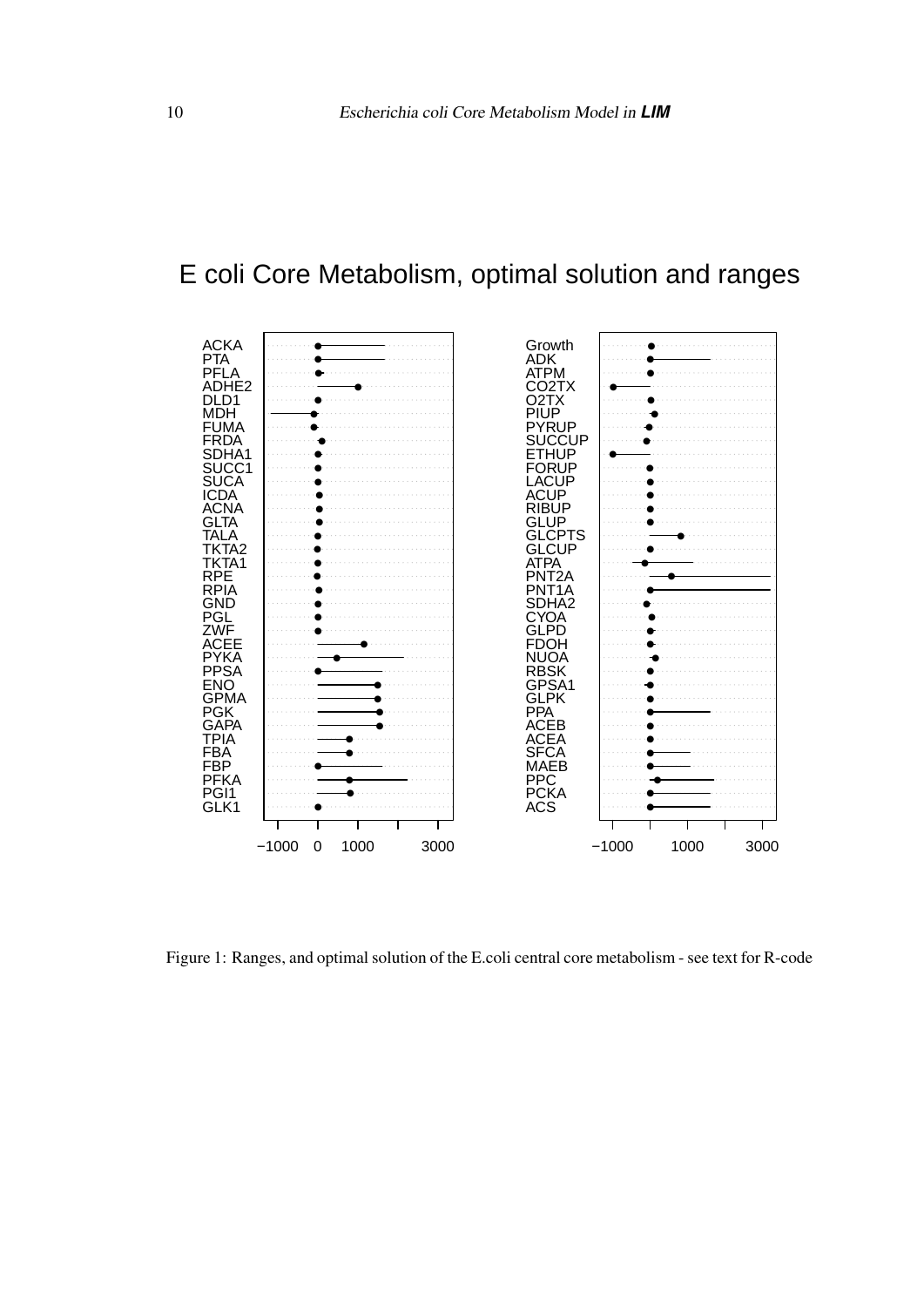E coli Core Metabolism, optimal solution and ranges

Figure 1: Ranges, and optimal solution of the E.coli central core metabolism - see text for R-code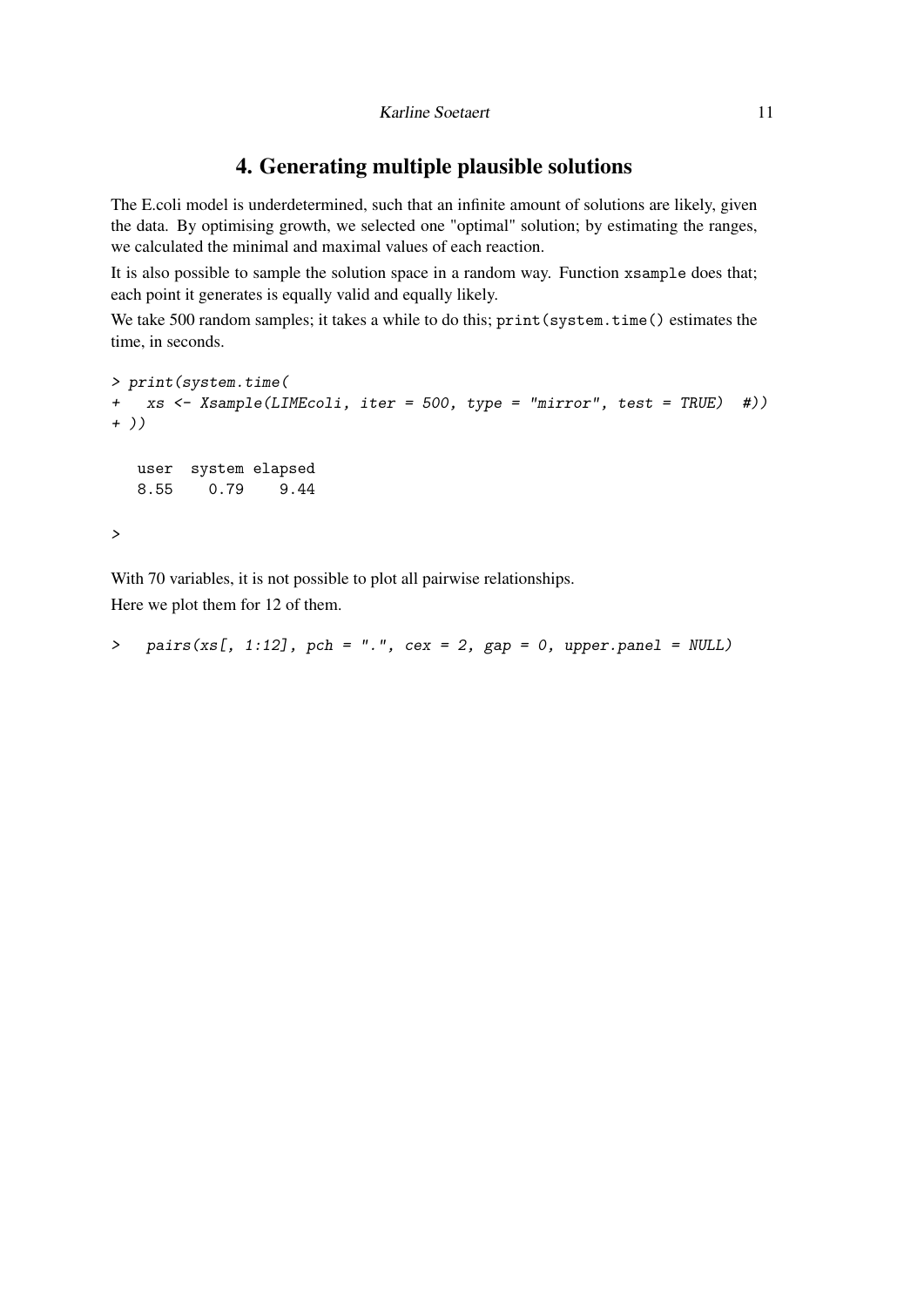# 4. Generating multiple plausible solutions

The E.coli model is underdetermined, such that an infinite amount of solutions are likely, given the data. By optimising growth, we selected one "optimal" solution; by estimating the ranges, we calculated the minimal and maximal values of each reaction.

It is also possible to sample the solution space in a random way. Function `xsample` does that; each point it generates is equally valid and equally likely.

We take 500 random samples; it takes a while to do this; `print(system.time()` estimates the time, in seconds.

```
> print(system.time(
+   xs <- Xsample(LIMEcoli, iter = 500, type = "mirror", test = TRUE)  #))
+ ))

   user  system elapsed
   8.55    0.79    9.44

>
```

With 70 variables, it is not possible to plot all pairwise relationships.

Here we plot them for 12 of them.

```
>   pairs(xs[, 1:12], pch = ".", cex = 2, gap = 0, upper.panel = NULL)
```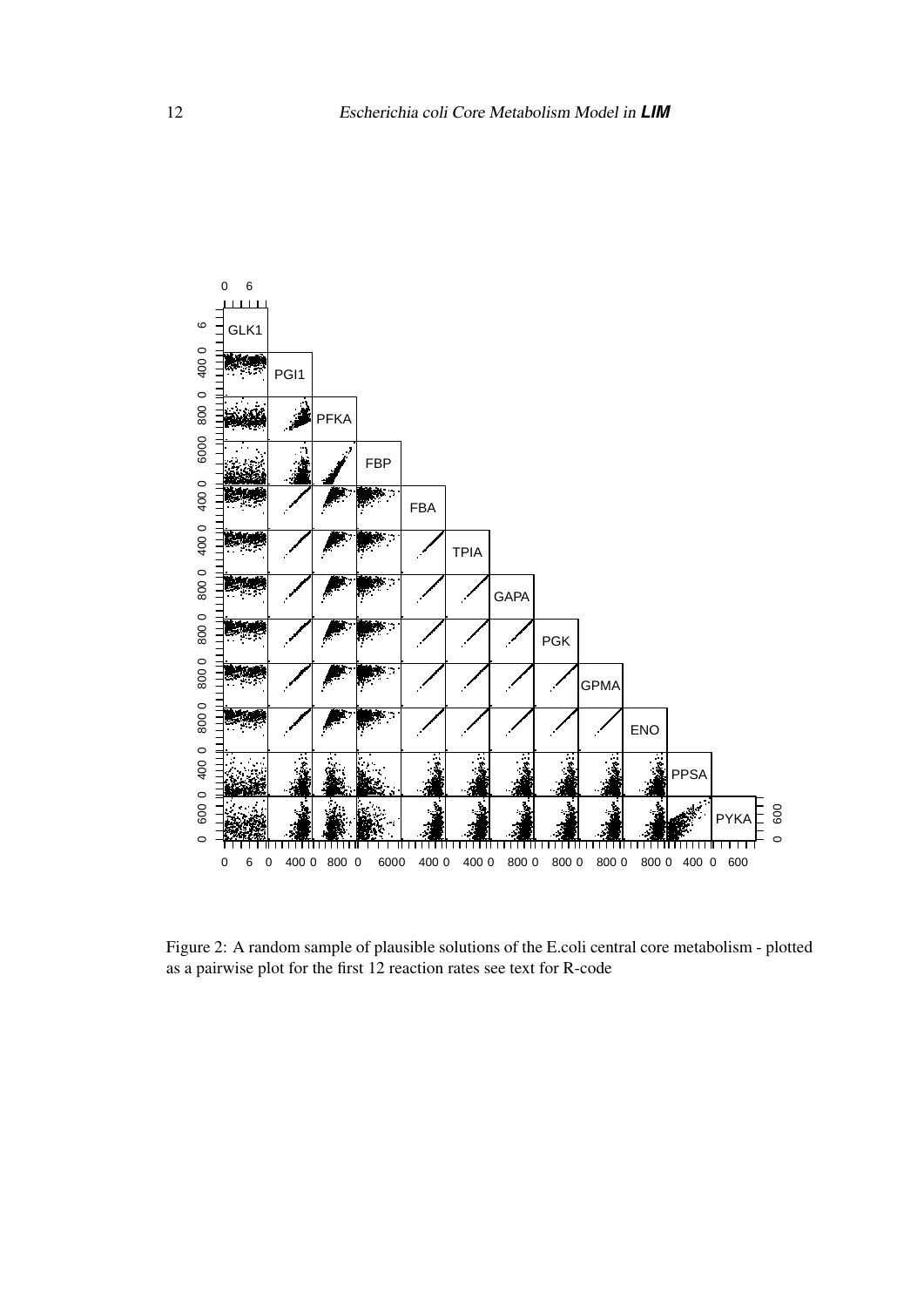Figure 2: A random sample of plausible solutions of the E.coli central core metabolism - plotted as a pairwise plot for the first 12 reaction rates see text for R-code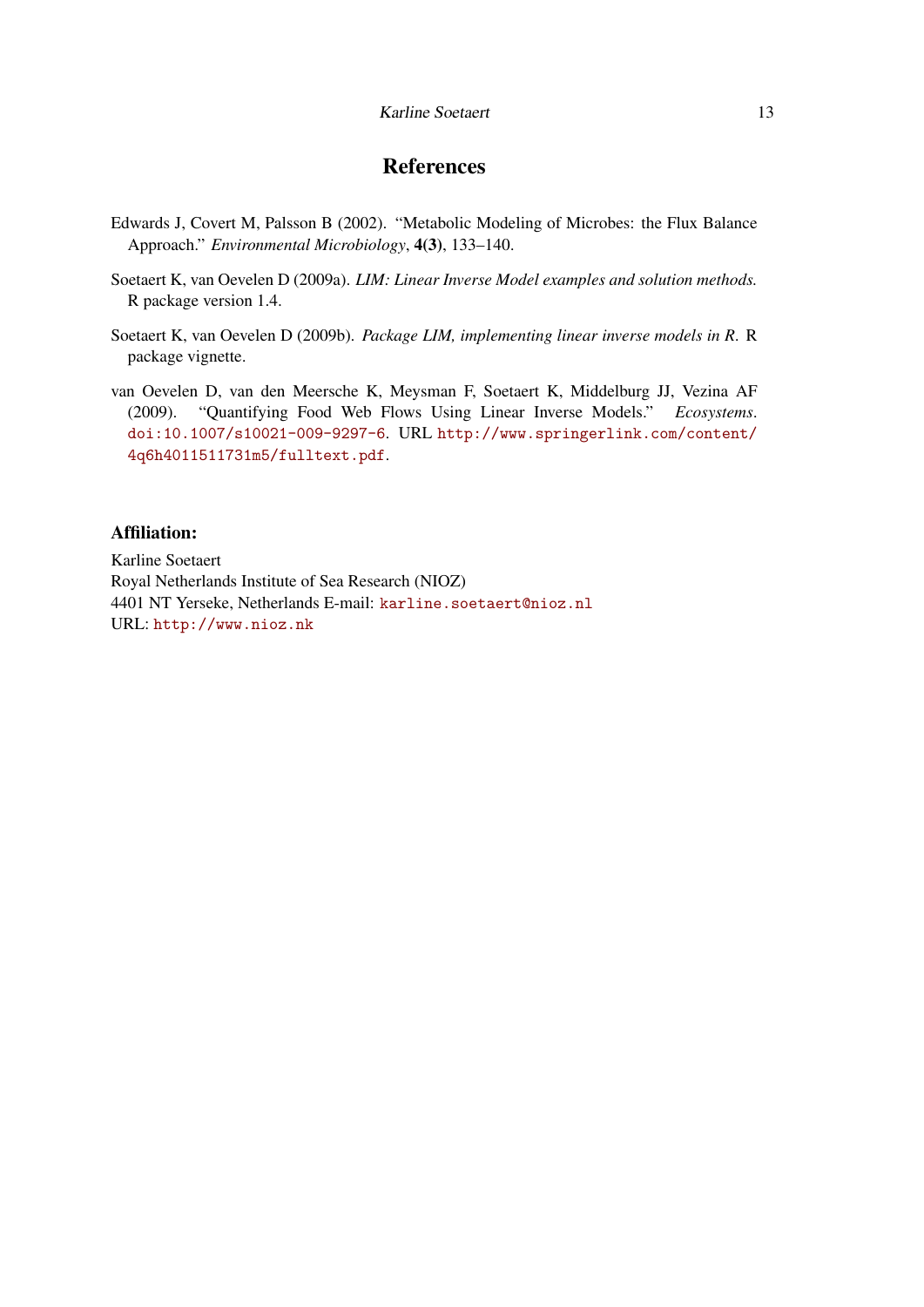# References

Edwards J, Covert M, Palsson B (2002). "Metabolic Modeling of Microbes: the Flux Balance Approach." *Environmental Microbiology*, **4(3)**, 133–140.

Soetaert K, van Oevelen D (2009a). *LIM: Linear Inverse Model examples and solution methods.* R package version 1.4.

Soetaert K, van Oevelen D (2009b). *Package LIM, implementing linear inverse models in R.* R package vignette.

van Oevelen D, van den Meersche K, Meysman F, Soetaert K, Middelburg JJ, Vezina AF (2009). "Quantifying Food Web Flows Using Linear Inverse Models." *Ecosystems*. doi:10.1007/s10021-009-9297-6. URL http://www.springerlink.com/content/4q6h4011511731m5/fulltext.pdf.

## Affiliation:

Karline Soetaert
Royal Netherlands Institute of Sea Research (NIOZ)
4401 NT Yerseke, Netherlands E-mail: karline.soetaert@nioz.nl
URL: http://www.nioz.nk